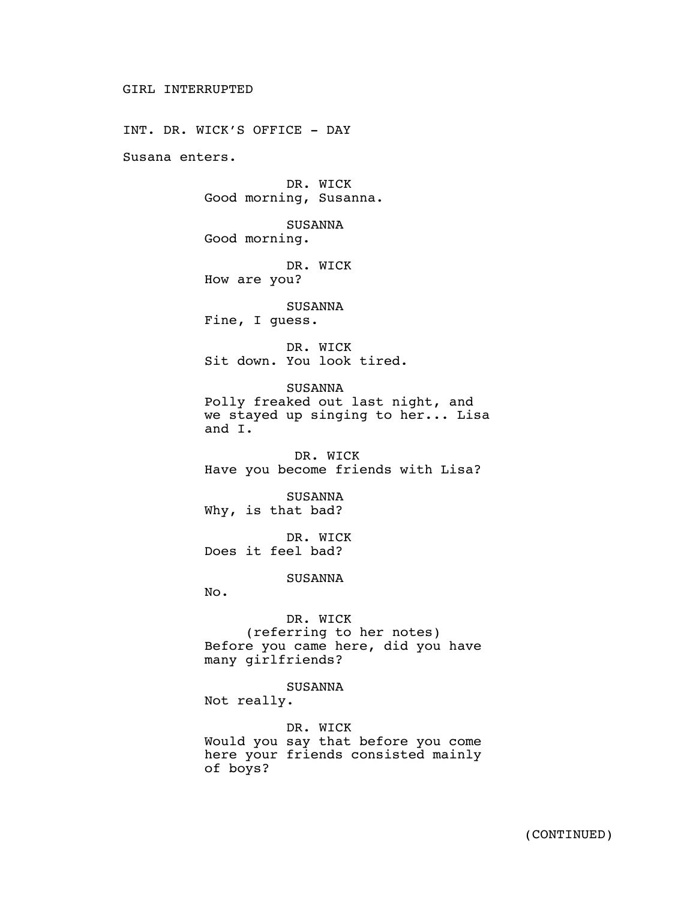# GIRL INTERRUPTED

INT. DR. WICK'S OFFICE - DAY

Susana enters.

DR. WICK
Good morning, Susanna.

SUSANNA
Good morning.

DR. WICK
How are you?

SUSANNA
Fine, I guess.

DR. WICK
Sit down. You look tired.

SUSANNA
Polly freaked out last night, and we stayed up singing to her... Lisa and I.

DR. WICK
Have you become friends with Lisa?

SUSANNA
Why, is that bad?

DR. WICK
Does it feel bad?

SUSANNA
No.

DR. WICK
(referring to her notes)
Before you came here, did you have many girlfriends?

SUSANNA
Not really.

DR. WICK
Would you say that before you come here your friends consisted mainly of boys?

(CONTINUED)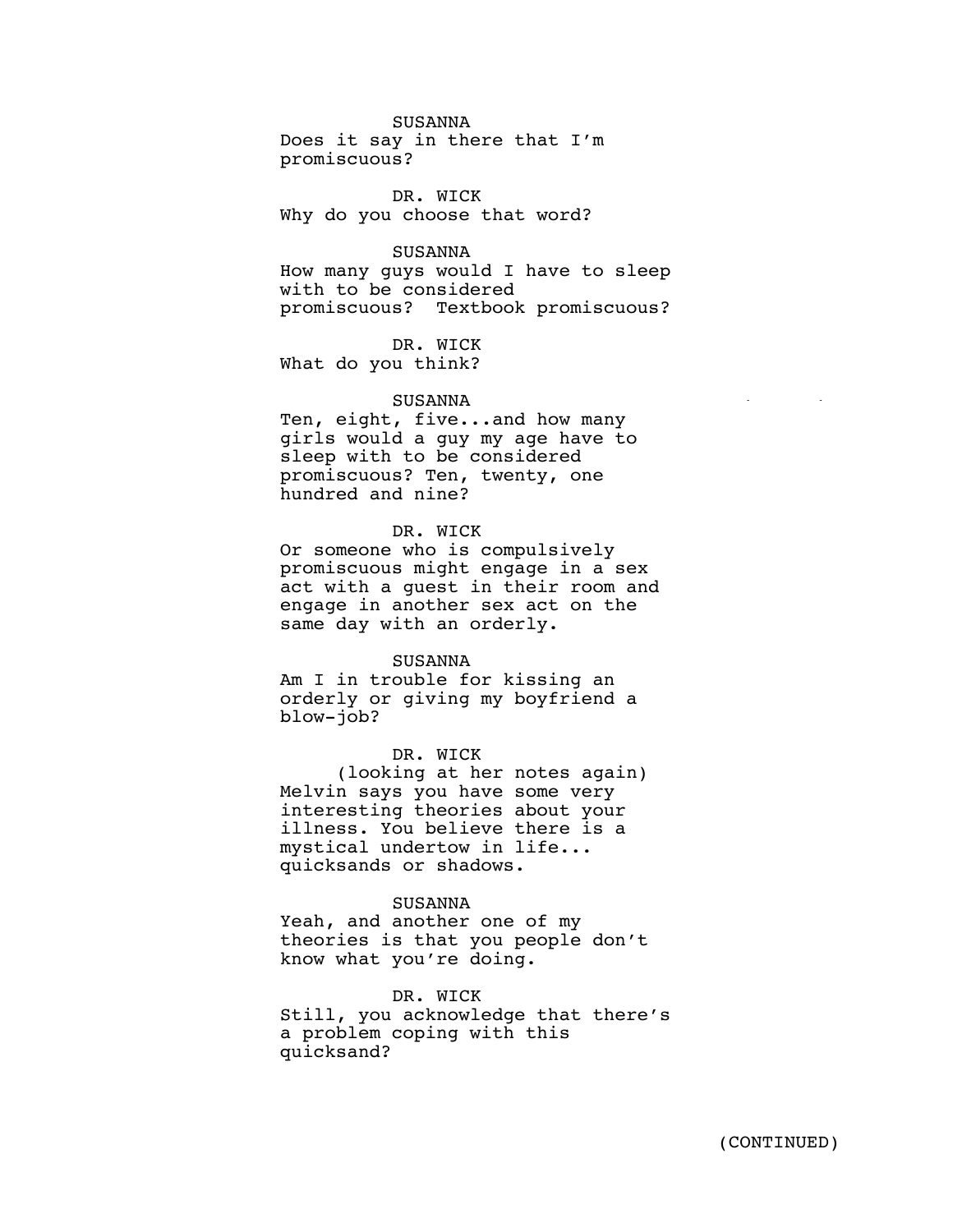SUSANNA
Does it say in there that I'm promiscuous?

DR. WICK
Why do you choose that word?

SUSANNA
How many guys would I have to sleep with to be considered promiscuous?  Textbook promiscuous?

DR. WICK
What do you think?

SUSANNA
Ten, eight, five...and how many girls would a guy my age have to sleep with to be considered promiscuous? Ten, twenty, one hundred and nine?

DR. WICK
Or someone who is compulsively promiscuous might engage in a sex act with a guest in their room and engage in another sex act on the same day with an orderly.

SUSANNA
Am I in trouble for kissing an orderly or giving my boyfriend a blow-job?

DR. WICK
(looking at her notes again)
Melvin says you have some very interesting theories about your illness. You believe there is a mystical undertow in life... quicksands or shadows.

SUSANNA
Yeah, and another one of my theories is that you people don't know what you're doing.

DR. WICK
Still, you acknowledge that there's a problem coping with this quicksand?

(CONTINUED)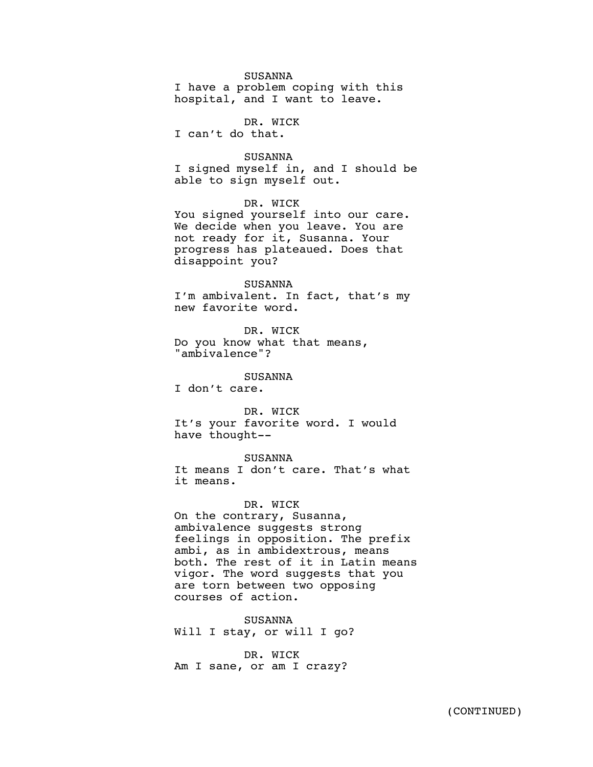SUSANNA

I have a problem coping with this hospital, and I want to leave.

DR. WICK

I can't do that.

SUSANNA

I signed myself in, and I should be able to sign myself out.

DR. WICK

You signed yourself into our care. We decide when you leave. You are not ready for it, Susanna. Your progress has plateaued. Does that disappoint you?

SUSANNA

I'm ambivalent. In fact, that's my new favorite word.

DR. WICK

Do you know what that means, "ambivalence"?

SUSANNA

I don't care.

DR. WICK

It's your favorite word. I would have thought--

SUSANNA

It means I don't care. That's what it means.

DR. WICK

On the contrary, Susanna, ambivalence suggests strong feelings in opposition. The prefix ambi, as in ambidextrous, means both. The rest of it in Latin means vigor. The word suggests that you are torn between two opposing courses of action.

SUSANNA

Will I stay, or will I go?

DR. WICK

Am I sane, or am I crazy?

(CONTINUED)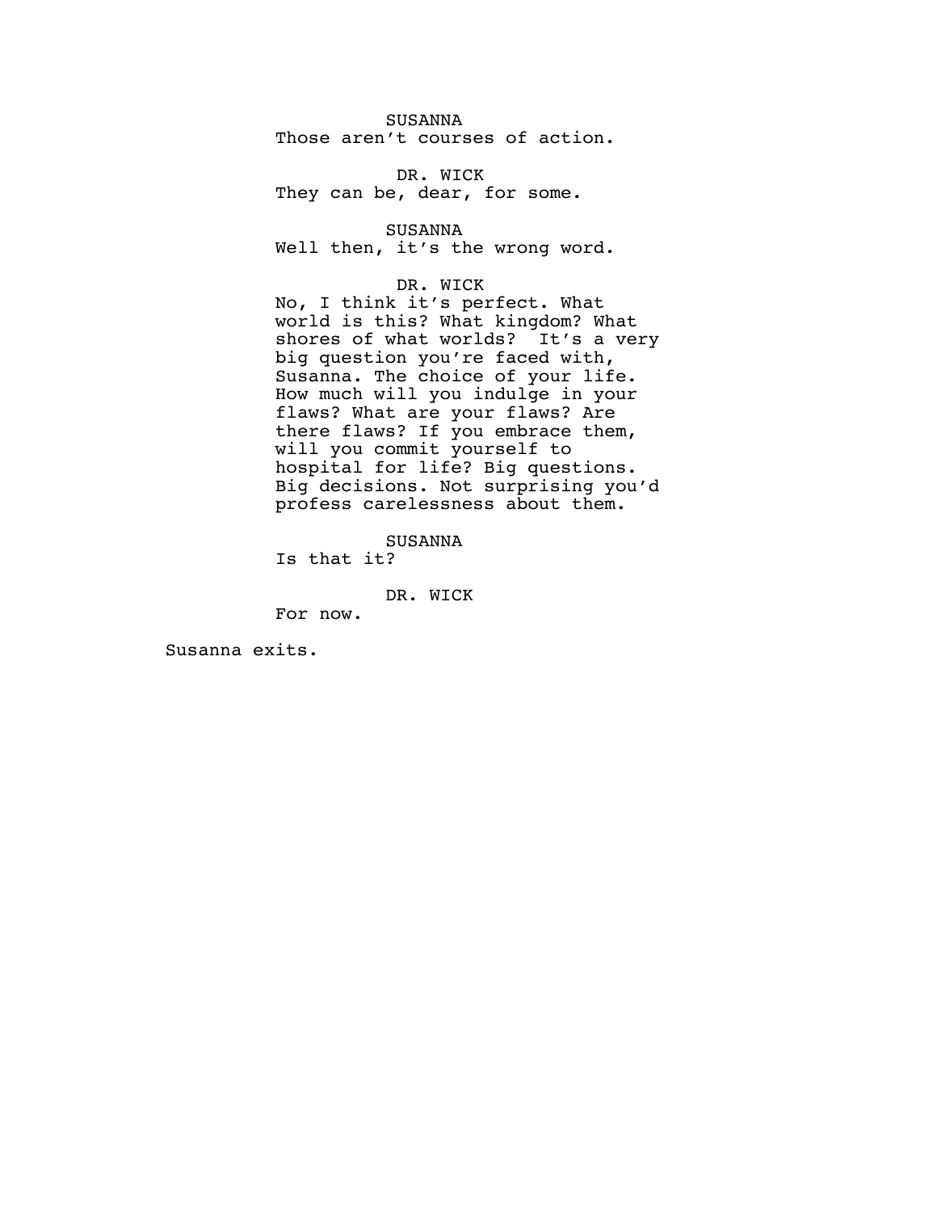SUSANNA

Those aren’t courses of action.

DR. WICK

They can be, dear, for some.

SUSANNA

Well then, it’s the wrong word.

DR. WICK

No, I think it’s perfect. What world is this? What kingdom? What shores of what worlds?  It’s a very big question you’re faced with, Susanna. The choice of your life. How much will you indulge in your flaws? What are your flaws? Are there flaws? If you embrace them, will you commit yourself to hospital for life? Big questions. Big decisions. Not surprising you’d profess carelessness about them.

SUSANNA

Is that it?

DR. WICK

For now.

Susanna exits.